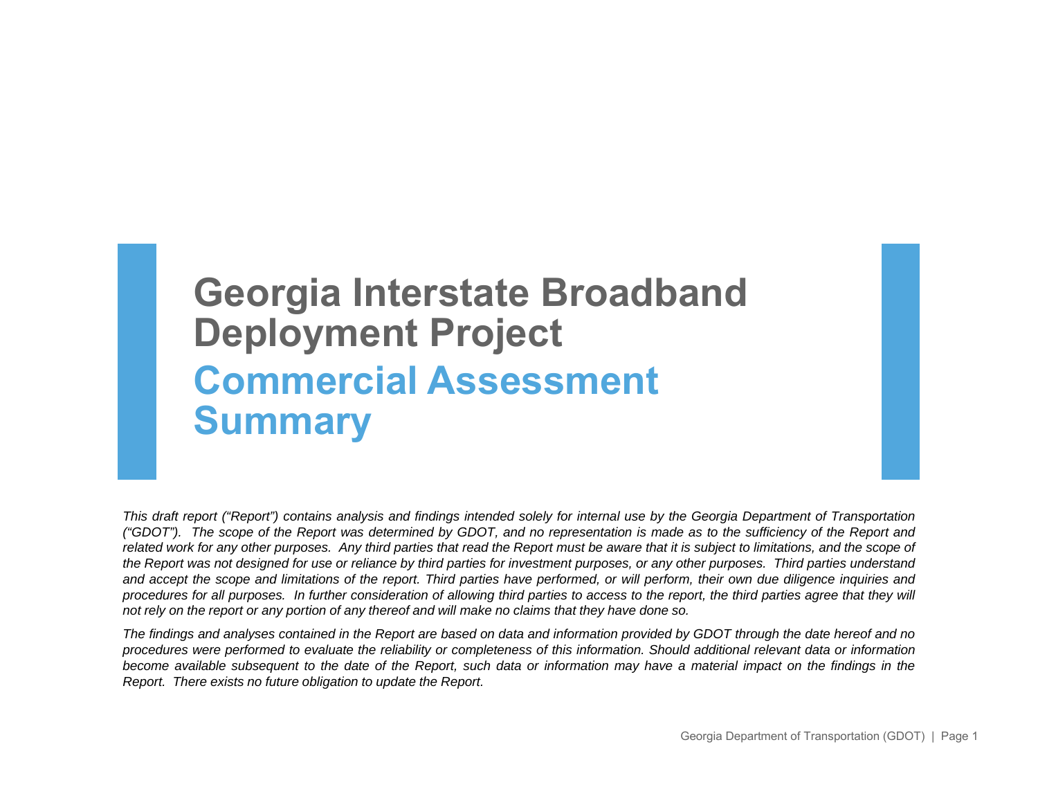# Georgia Interstate Broadband Deployment Project

## Commercial Assessment Summary

*This draft report ("Report") contains analysis and findings intended solely for internal use by the Georgia Department of Transportation ("GDOT"). The scope of the Report was determined by GDOT, and no representation is made as to the sufficiency of the Report and related work for any other purposes. Any third parties that read the Report must be aware that it is subject to limitations, and the scope of the Report was not designed for use or reliance by third parties for investment purposes, or any other purposes. Third parties understand and accept the scope and limitations of the report. Third parties have performed, or will perform, their own due diligence inquiries and procedures for all purposes. In further consideration of allowing third parties to access to the report, the third parties agree that they will not rely on the report or any portion of any thereof and will make no claims that they have done so.*

*The findings and analyses contained in the Report are based on data and information provided by GDOT through the date hereof and no procedures were performed to evaluate the reliability or completeness of this information. Should additional relevant data or information become available subsequent to the date of the Report, such data or information may have a material impact on the findings in the Report. There exists no future obligation to update the Report.*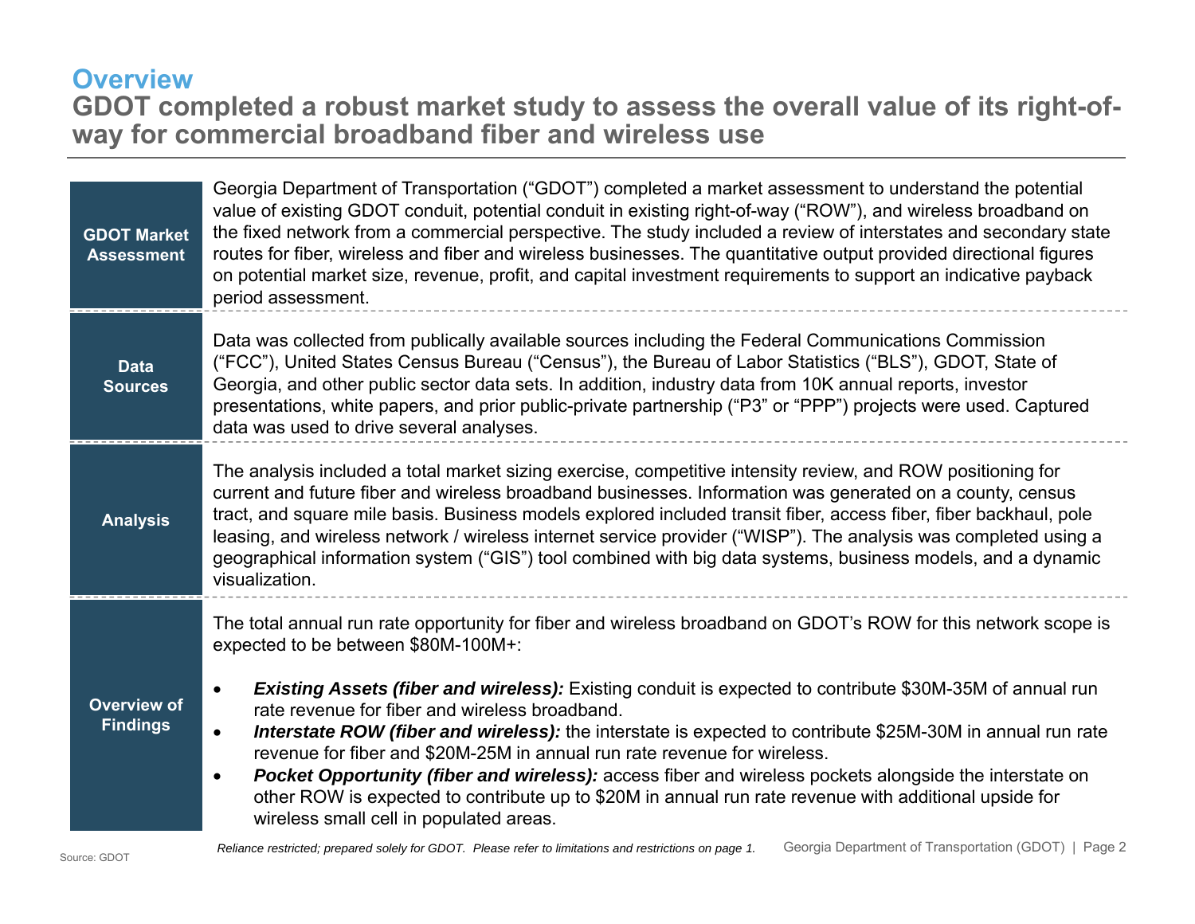## Overview

# GDOT completed a robust market study to assess the overall value of its right-of-way for commercial broadband fiber and wireless use

| | |
|---|---|
| **GDOT Market Assessment** | Georgia Department of Transportation ("GDOT") completed a market assessment to understand the potential value of existing GDOT conduit, potential conduit in existing right-of-way ("ROW"), and wireless broadband on the fixed network from a commercial perspective. The study included a review of interstates and secondary state routes for fiber, wireless and fiber and wireless businesses. The quantitative output provided directional figures on potential market size, revenue, profit, and capital investment requirements to support an indicative payback period assessment. |
| **Data Sources** | Data was collected from publically available sources including the Federal Communications Commission ("FCC"), United States Census Bureau ("Census"), the Bureau of Labor Statistics ("BLS"), GDOT, State of Georgia, and other public sector data sets. In addition, industry data from 10K annual reports, investor presentations, white papers, and prior public-private partnership ("P3" or "PPP") projects were used. Captured data was used to drive several analyses. |
| **Analysis** | The analysis included a total market sizing exercise, competitive intensity review, and ROW positioning for current and future fiber and wireless broadband businesses. Information was generated on a county, census tract, and square mile basis. Business models explored included transit fiber, access fiber, fiber backhaul, pole leasing, and wireless network / wireless internet service provider ("WISP"). The analysis was completed using a geographical information system ("GIS") tool combined with big data systems, business models, and a dynamic visualization. |
| **Overview of Findings** | The total annual run rate opportunity for fiber and wireless broadband on GDOT's ROW for this network scope is expected to be between $80M-100M+:<br>• ***Existing Assets (fiber and wireless):*** Existing conduit is expected to contribute $30M-35M of annual run rate revenue for fiber and wireless broadband.<br>• ***Interstate ROW (fiber and wireless):*** the interstate is expected to contribute $25M-30M in annual run rate revenue for fiber and $20M-25M in annual run rate revenue for wireless.<br>• ***Pocket Opportunity (fiber and wireless):*** access fiber and wireless pockets alongside the interstate on other ROW is expected to contribute up to $20M in annual run rate revenue with additional upside for wireless small cell in populated areas. |

Source: GDOT

*Reliance restricted; prepared solely for GDOT. Please refer to limitations and restrictions on page 1.*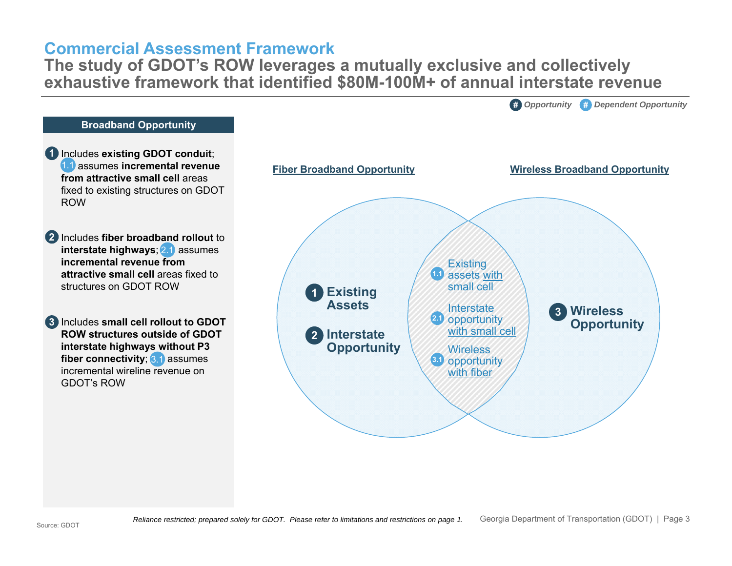# Commercial Assessment Framework

## The study of GDOT's ROW leverages a mutually exclusive and collectively exhaustive framework that identified $80M-100M+ of annual interstate revenue

**#** Opportunity **#** Dependent Opportunity

### Broadband Opportunity

**1** Includes **existing GDOT conduit**; **1.1** assumes **incremental revenue from attractive small cell** areas fixed to existing structures on GDOT ROW

**2** Includes **fiber broadband rollout** to **interstate highways**; **2.1** assumes **incremental revenue from attractive small cell** areas fixed to structures on GDOT ROW

**3** Includes **small cell rollout to GDOT ROW structures outside of GDOT interstate highways without P3 fiber connectivity**; **3.1** assumes incremental wireline revenue on GDOT's ROW

**Fiber Broadband Opportunity**

- **1** Existing Assets
- **2** Interstate Opportunity

**Fiber Broadband Opportunity / Wireless Broadband Opportunity (overlap)**

- **1.1** Existing assets with small cell
- **2.1** Interstate opportunity with small cell
- **3.1** Wireless opportunity with fiber

**Wireless Broadband Opportunity**

- **3** Wireless Opportunity

Source: GDOT

*Reliance restricted; prepared solely for GDOT. Please refer to limitations and restrictions on page 1.*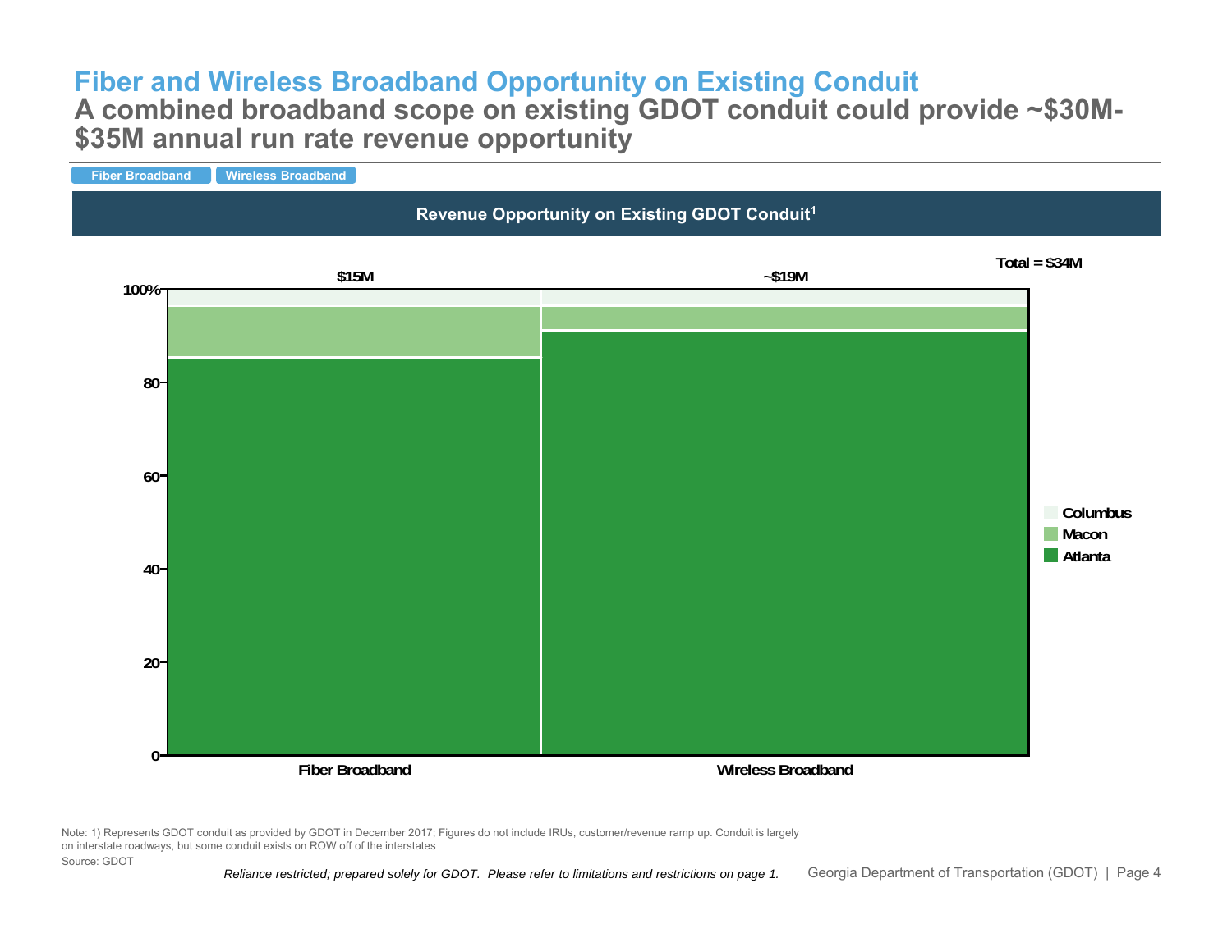# Fiber and Wireless Broadband Opportunity on Existing Conduit

## A combined broadband scope on existing GDOT conduit could provide ~$30M-$35M annual run rate revenue opportunity

Fiber Broadband | Wireless Broadband

### Revenue Opportunity on Existing GDOT Conduit[1]

Total = $34M

| | Fiber Broadband | Wireless Broadband |
|---|---|---|
| Total | $15M | ~$19M |

Legend: Columbus, Macon, Atlanta

Y-axis: 0, 20, 40, 60, 80, 100%

Note: 1) Represents GDOT conduit as provided by GDOT in December 2017; Figures do not include IRUs, customer/revenue ramp up. Conduit is largely on interstate roadways, but some conduit exists on ROW off of the interstates

Source: GDOT

*Reliance restricted; prepared solely for GDOT. Please refer to limitations and restrictions on page 1.*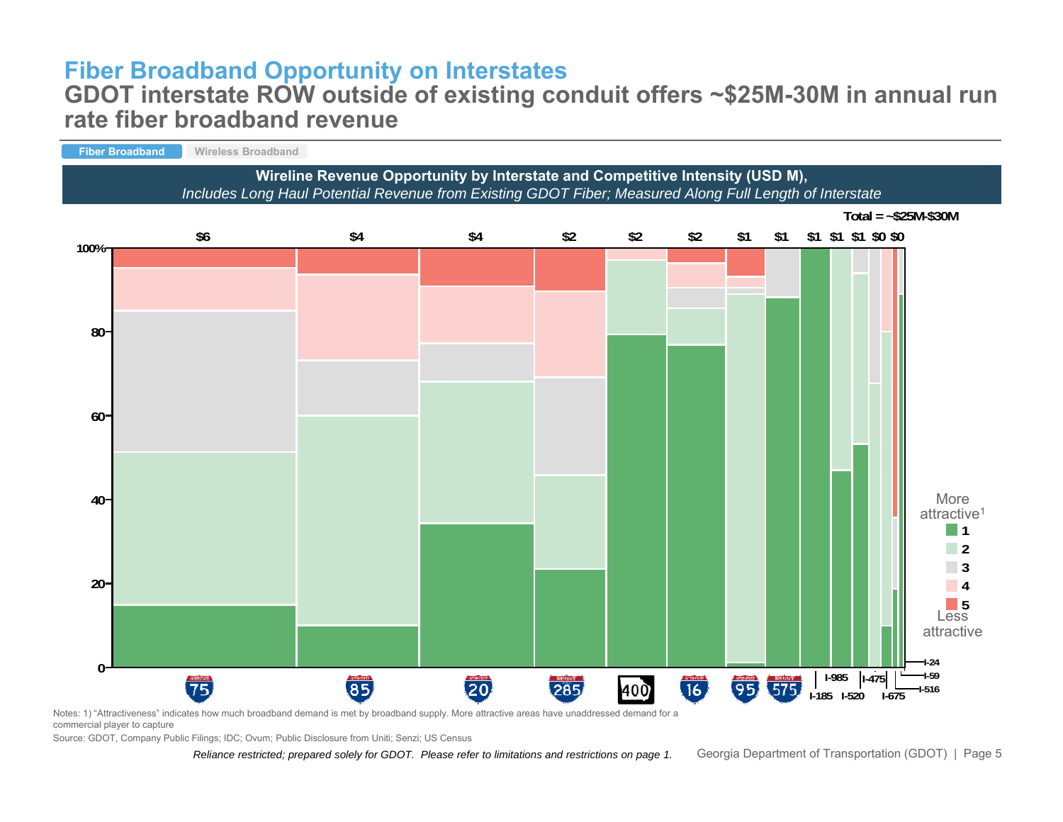# Fiber Broadband Opportunity on Interstates

## GDOT interstate ROW outside of existing conduit offers ~$25M-30M in annual run rate fiber broadband revenue

Fiber Broadband | Wireless Broadband

**Wireline Revenue Opportunity by Interstate and Competitive Intensity (USD M),**

*Includes Long Haul Potential Revenue from Existing GDOT Fiber; Measured Along Full Length of Interstate*

Total = ~$25M-$30M

| Interstate | Revenue (USD M) |
|---|---|
| I-75 | $6 |
| I-85 | $4 |
| I-20 | $4 |
| I-285 | $2 |
| GA-400 | $2 |
| I-16 | $2 |
| I-95 | $1 |
| I-575 | $1 |
| I-185 | $1 |
| I-985 | $1 |
| I-520 | $1 |
| I-475 | $0 |
| I-675 | $0 |
| I-516 | |
| I-59 | |
| I-24 | |

More attractive[1]: 1, 2, 3, 4, 5 Less attractive

Notes: 1) "Attractiveness" indicates how much broadband demand is met by broadband supply. More attractive areas have unaddressed demand for a commercial player to capture

Source: GDOT, Company Public Filings; IDC; Ovum; Public Disclosure from Uniti; Senzi; US Census

*Reliance restricted; prepared solely for GDOT. Please refer to limitations and restrictions on page 1.*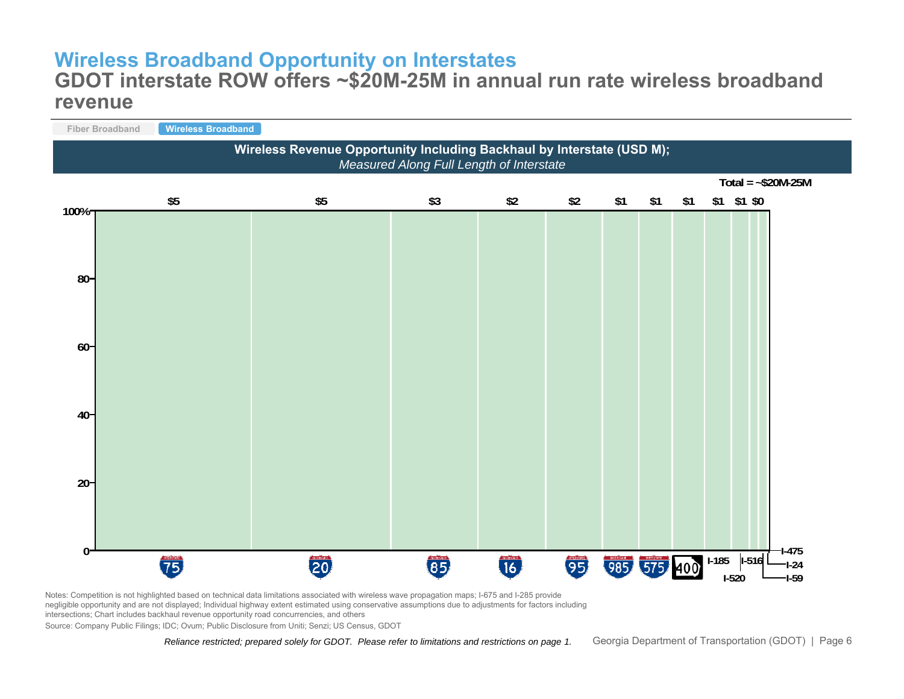# Wireless Broadband Opportunity on Interstates

## GDOT interstate ROW offers ~$20M-25M in annual run rate wireless broadband revenue

Fiber Broadband | **Wireless Broadband**

**Wireless Revenue Opportunity Including Backhaul by Interstate (USD M);**
*Measured Along Full Length of Interstate*

Total = ~$20M-25M

| Interstate | Revenue (USD M) |
| --- | --- |
| I-75 | $5 |
| I-20 | $5 |
| I-85 | $3 |
| I-16 | $2 |
| I-95 | $2 |
| I-985 | $1 |
| I-575 | $1 |
| 400 | $1 |
| I-185 | $1 |
| I-520 | $1 |
| I-516 | $0 |
| I-475 | |
| I-24 | |
| I-59 | |

Notes: Competition is not highlighted based on technical data limitations associated with wireless wave propagation maps; I-675 and I-285 provide negligible opportunity and are not displayed; Individual highway extent estimated using conservative assumptions due to adjustments for factors including intersections; Chart includes backhaul revenue opportunity road concurrencies, and others

Source: Company Public Filings; IDC; Ovum; Public Disclosure from Uniti; Senzi; US Census, GDOT

*Reliance restricted; prepared solely for GDOT. Please refer to limitations and restrictions on page 1.*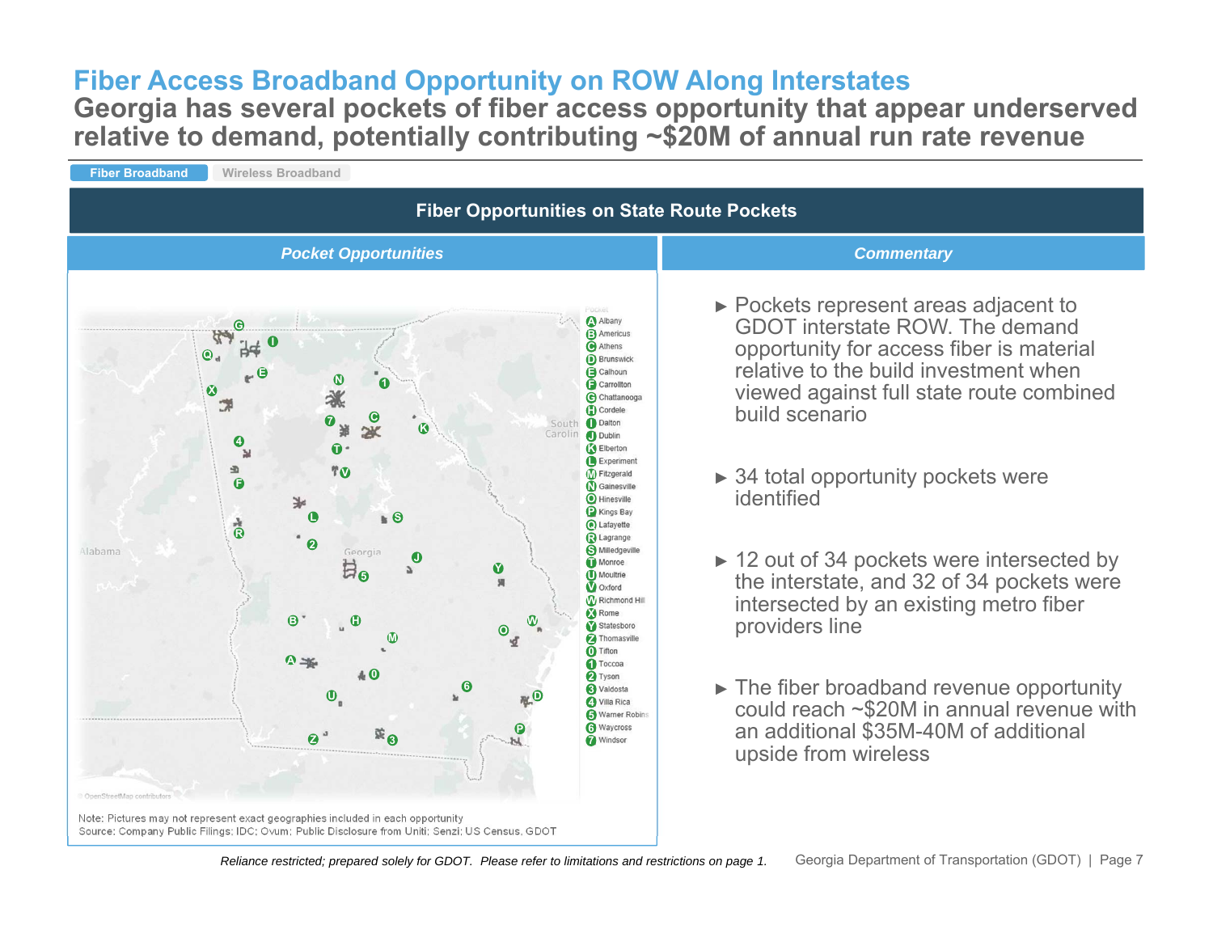# Fiber Access Broadband Opportunity on ROW Along Interstates

## Georgia has several pockets of fiber access opportunity that appear underserved relative to demand, potentially contributing ~$20M of annual run rate revenue

**Fiber Broadband** | Wireless Broadband

### Fiber Opportunities on State Route Pockets

#### *Pocket Opportunities*

Pocket:
- A Albany
- B Americus
- C Athens
- D Brunswick
- E Calhoun
- F Carrollton
- G Chattanooga
- H Cordele
- I Dalton
- J Dublin
- K Elberton
- L Experiment
- M Fitzgerald
- N Gainesville
- O Hinesville
- P Kings Bay
- Q Lafayette
- R Lagrange
- S Milledgeville
- T Monroe
- U Moultrie
- V Oxford
- W Richmond Hill
- X Rome
- Y Statesboro
- Z Thomasville
- 0 Tifton
- 1 Toccoa
- 2 Tyson
- 3 Valdosta
- 4 Villa Rica
- 5 Warner Robins
- 6 Waycross
- 7 Windsor

Note: Pictures may not represent exact geographies included in each opportunity
Source: Company Public Filings; IDC; Ovum; Public Disclosure from Uniti; Senzi; US Census, GDOT

#### *Commentary*

- Pockets represent areas adjacent to GDOT interstate ROW. The demand opportunity for access fiber is material relative to the build investment when viewed against full state route combined build scenario
- 34 total opportunity pockets were identified
- 12 out of 34 pockets were intersected by the interstate, and 32 of 34 pockets were intersected by an existing metro fiber providers line
- The fiber broadband revenue opportunity could reach ~$20M in annual revenue with an additional $35M-40M of additional upside from wireless

*Reliance restricted; prepared solely for GDOT. Please refer to limitations and restrictions on page 1.*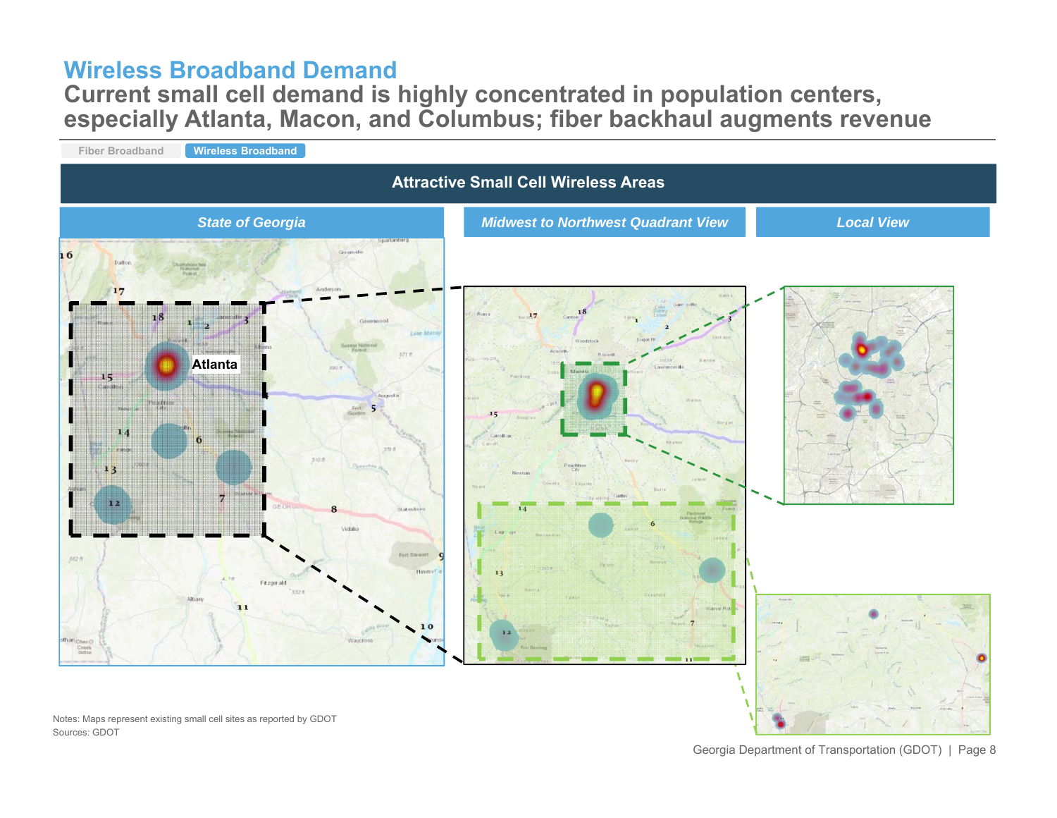# Wireless Broadband Demand

## Current small cell demand is highly concentrated in population centers, especially Atlanta, Macon, and Columbus; fiber backhaul augments revenue

Fiber Broadband | Wireless Broadband

### Attractive Small Cell Wireless Areas

*State of Georgia* | *Midwest to Northwest Quadrant View* | *Local View*

Atlanta

Notes: Maps represent existing small cell sites as reported by GDOT
Sources: GDOT